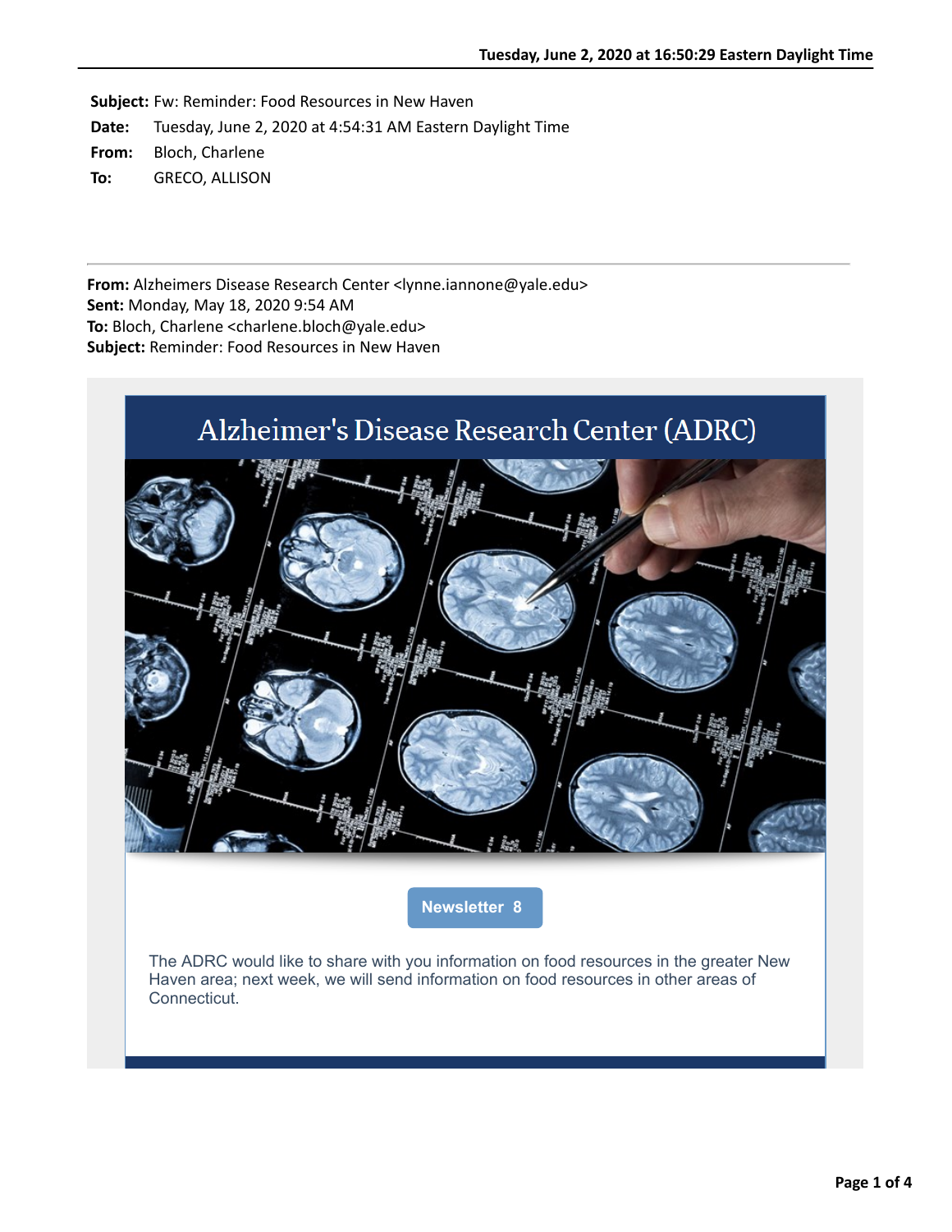**Subject:** Fw: Reminder: Food Resources in New Haven
**Date:** Tuesday, June 2, 2020 at 4:54:31 AM Eastern Daylight Time
**From:** Bloch, Charlene
**To:** GRECO, ALLISON

---

**From:** Alzheimers Disease Research Center <lynne.iannone@yale.edu>
**Sent:** Monday, May 18, 2020 9:54 AM
**To:** Bloch, Charlene <charlene.bloch@yale.edu>
**Subject:** Reminder: Food Resources in New Haven

# Alzheimer's Disease Research Center (ADRC)

**Newsletter 8**

The ADRC would like to share with you information on food resources in the greater New Haven area; next week, we will send information on food resources in other areas of Connecticut.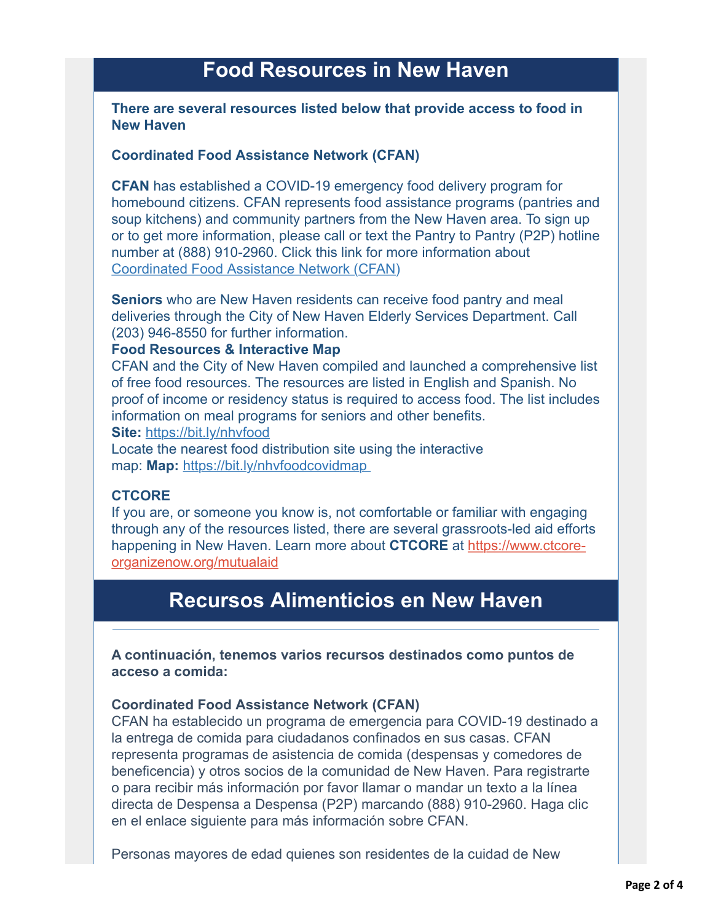# Food Resources in New Haven

**There are several resources listed below that provide access to food in New Haven**

**Coordinated Food Assistance Network (CFAN)**

**CFAN** has established a COVID-19 emergency food delivery program for homebound citizens. CFAN represents food assistance programs (pantries and soup kitchens) and community partners from the New Haven area. To sign up or to get more information, please call or text the Pantry to Pantry (P2P) hotline number at (888) 910-2960. Click this link for more information about [Coordinated Food Assistance Network (CFAN)]

**Seniors** who are New Haven residents can receive food pantry and meal deliveries through the City of New Haven Elderly Services Department. Call (203) 946-8550 for further information.

**Food Resources & Interactive Map**

CFAN and the City of New Haven compiled and launched a comprehensive list of free food resources. The resources are listed in English and Spanish. No proof of income or residency status is required to access food. The list includes information on meal programs for seniors and other benefits.

**Site:** https://bit.ly/nhvfood

Locate the nearest food distribution site using the interactive map: **Map:** https://bit.ly/nhvfoodcovidmap

**CTCORE**

If you are, or someone you know is, not comfortable or familiar with engaging through any of the resources listed, there are several grassroots-led aid efforts happening in New Haven. Learn more about **CTCORE** at https://www.ctcore-organizenow.org/mutualaid

# Recursos Alimenticios en New Haven

**A continuación, tenemos varios recursos destinados como puntos de acceso a comida:**

**Coordinated Food Assistance Network (CFAN)**

CFAN ha establecido un programa de emergencia para COVID-19 destinado a la entrega de comida para ciudadanos confinados en sus casas. CFAN representa programas de asistencia de comida (despensas y comedores de beneficencia) y otros socios de la comunidad de New Haven. Para registrarte o para recibir más información por favor llamar o mandar un texto a la línea directa de Despensa a Despensa (P2P) marcando (888) 910-2960. Haga clic en el enlace siguiente para más información sobre CFAN.

Personas mayores de edad quienes son residentes de la cuidad de New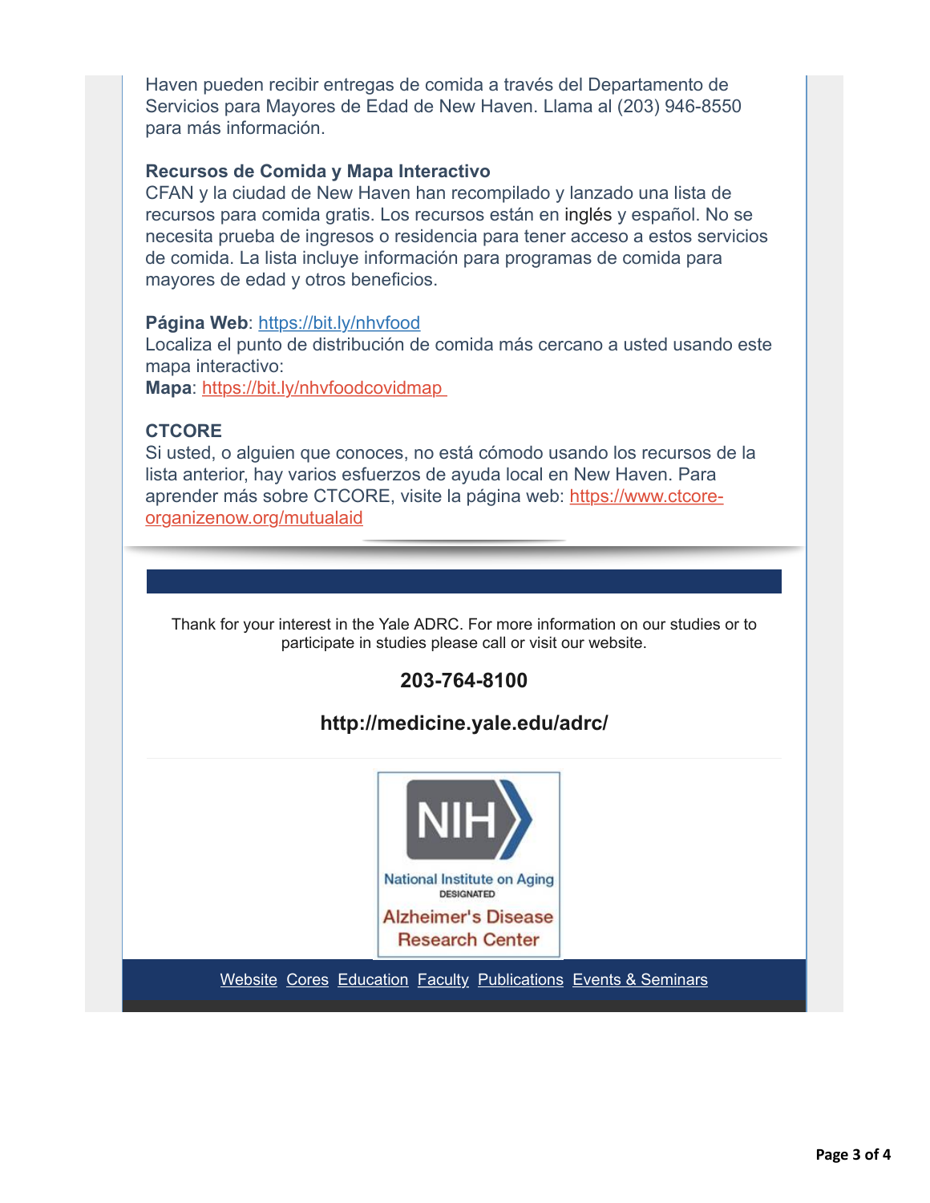Haven pueden recibir entregas de comida a través del Departamento de Servicios para Mayores de Edad de New Haven. Llama al (203) 946-8550 para más información.

**Recursos de Comida y Mapa Interactivo**

CFAN y la ciudad de New Haven han recompilado y lanzado una lista de recursos para comida gratis. Los recursos están en inglés y español. No se necesita prueba de ingresos o residencia para tener acceso a estos servicios de comida. La lista incluye información para programas de comida para mayores de edad y otros beneficios.

**Página Web**: https://bit.ly/nhvfood

Localiza el punto de distribución de comida más cercano a usted usando este mapa interactivo:

**Mapa**: https://bit.ly/nhvfoodcovidmap

**CTCORE**

Si usted, o alguien que conoces, no está cómodo usando los recursos de la lista anterior, hay varios esfuerzos de ayuda local en New Haven. Para aprender más sobre CTCORE, visite la página web: https://www.ctcore-organizenow.org/mutualaid

Thank for your interest in the Yale ADRC. For more information on our studies or to participate in studies please call or visit our website.

**203-764-8100**

**http://medicine.yale.edu/adrc/**

NIH National Institute on Aging DESIGNATED Alzheimer's Disease Research Center

Website Cores Education Faculty Publications Events & Seminars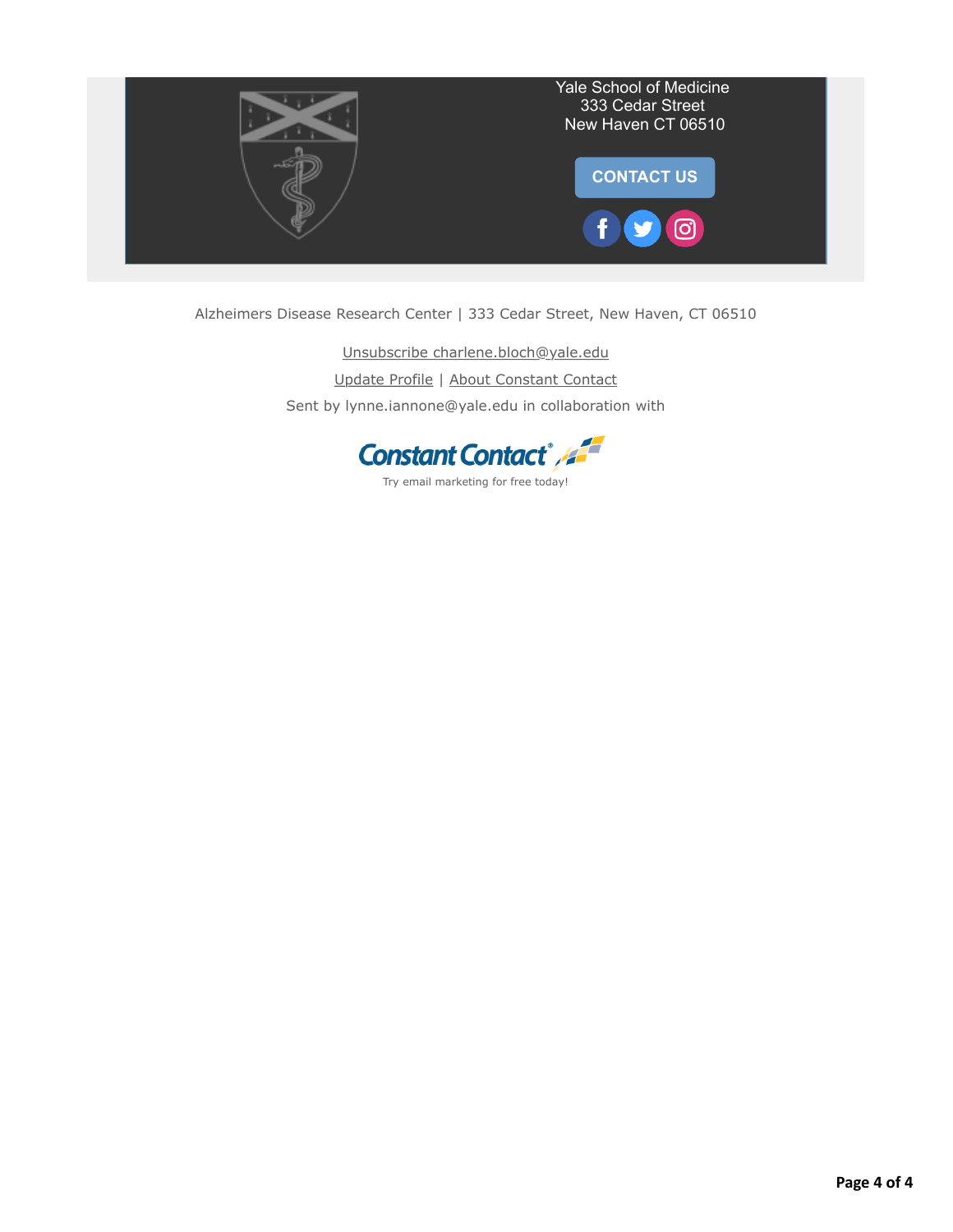Yale School of Medicine
333 Cedar Street
New Haven CT 06510

CONTACT US

Alzheimers Disease Research Center | 333 Cedar Street, New Haven, CT 06510

Unsubscribe charlene.bloch@yale.edu

Update Profile | About Constant Contact

Sent by lynne.iannone@yale.edu in collaboration with

Constant Contact

Try email marketing for free today!